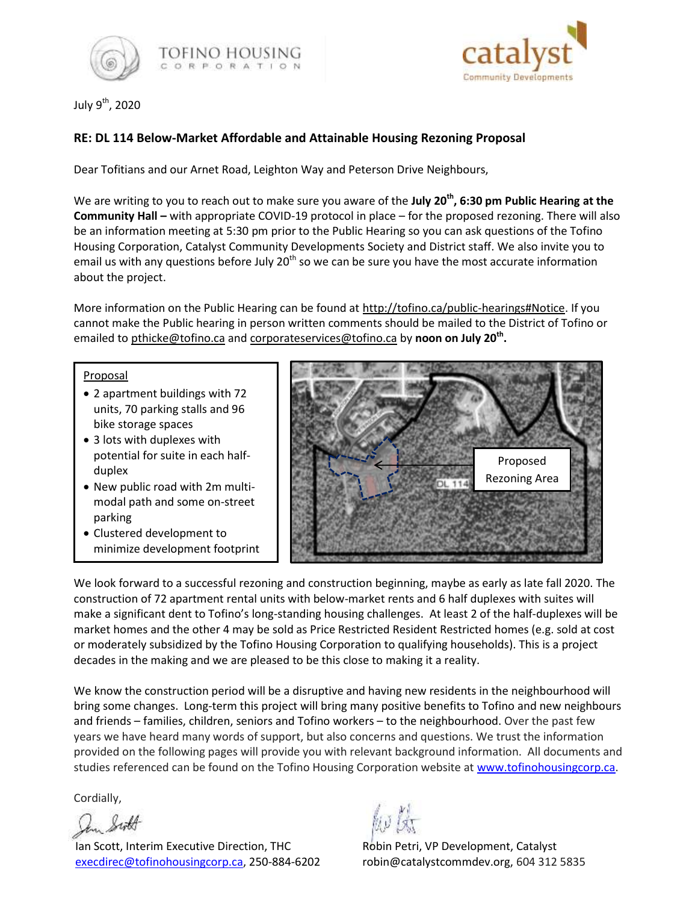TOFINO HOUSING CORPORATION

catalyst Community Developments

July 9th, 2020

**RE: DL 114 Below-Market Affordable and Attainable Housing Rezoning Proposal**

Dear Tofitians and our Arnet Road, Leighton Way and Peterson Drive Neighbours,

We are writing to you to reach out to make sure you aware of the **July 20th, 6:30 pm Public Hearing at the Community Hall –** with appropriate COVID-19 protocol in place – for the proposed rezoning. There will also be an information meeting at 5:30 pm prior to the Public Hearing so you can ask questions of the Tofino Housing Corporation, Catalyst Community Developments Society and District staff. We also invite you to email us with any questions before July 20th so we can be sure you have the most accurate information about the project.

More information on the Public Hearing can be found at http://tofino.ca/public-hearings#Notice. If you cannot make the Public hearing in person written comments should be mailed to the District of Tofino or emailed to pthicke@tofino.ca and corporateservices@tofino.ca by **noon on July 20th.**

Proposal

- 2 apartment buildings with 72 units, 70 parking stalls and 96 bike storage spaces
- 3 lots with duplexes with potential for suite in each half-duplex
- New public road with 2m multi-modal path and some on-street parking
- Clustered development to minimize development footprint

Proposed Rezoning Area

DL 114

We look forward to a successful rezoning and construction beginning, maybe as early as late fall 2020. The construction of 72 apartment rental units with below-market rents and 6 half duplexes with suites will make a significant dent to Tofino's long-standing housing challenges. At least 2 of the half-duplexes will be market homes and the other 4 may be sold as Price Restricted Resident Restricted homes (e.g. sold at cost or moderately subsidized by the Tofino Housing Corporation to qualifying households). This is a project decades in the making and we are pleased to be this close to making it a reality.

We know the construction period will be a disruptive and having new residents in the neighbourhood will bring some changes. Long-term this project will bring many positive benefits to Tofino and new neighbours and friends – families, children, seniors and Tofino workers – to the neighbourhood. Over the past few years we have heard many words of support, but also concerns and questions. We trust the information provided on the following pages will provide you with relevant background information. All documents and studies referenced can be found on the Tofino Housing Corporation website at www.tofinohousingcorp.ca.

Cordially,

Ian Scott, Interim Executive Direction, THC
execdirec@tofinohousingcorp.ca, 250-884-6202

Robin Petri, VP Development, Catalyst
robin@catalystcommdev.org, 604 312 5835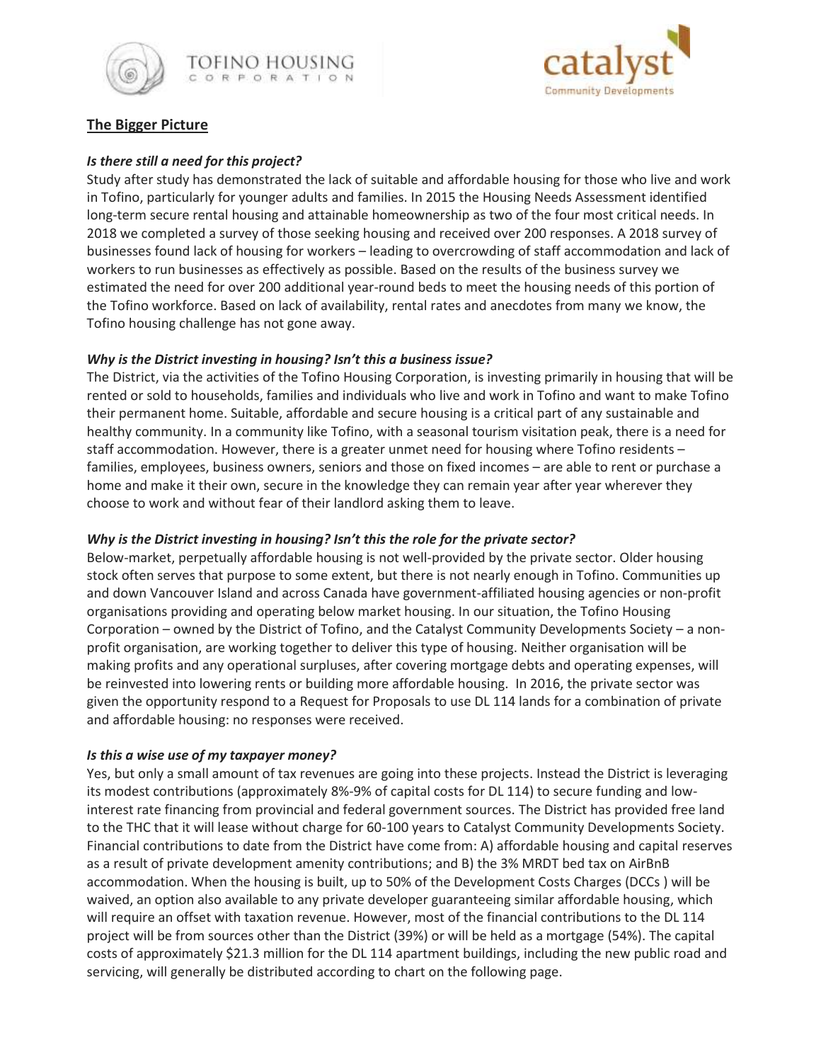## The Bigger Picture

***Is there still a need for this project?***

Study after study has demonstrated the lack of suitable and affordable housing for those who live and work in Tofino, particularly for younger adults and families. In 2015 the Housing Needs Assessment identified long-term secure rental housing and attainable homeownership as two of the four most critical needs. In 2018 we completed a survey of those seeking housing and received over 200 responses. A 2018 survey of businesses found lack of housing for workers – leading to overcrowding of staff accommodation and lack of workers to run businesses as effectively as possible. Based on the results of the business survey we estimated the need for over 200 additional year-round beds to meet the housing needs of this portion of the Tofino workforce. Based on lack of availability, rental rates and anecdotes from many we know, the Tofino housing challenge has not gone away.

***Why is the District investing in housing? Isn't this a business issue?***

The District, via the activities of the Tofino Housing Corporation, is investing primarily in housing that will be rented or sold to households, families and individuals who live and work in Tofino and want to make Tofino their permanent home. Suitable, affordable and secure housing is a critical part of any sustainable and healthy community. In a community like Tofino, with a seasonal tourism visitation peak, there is a need for staff accommodation. However, there is a greater unmet need for housing where Tofino residents – families, employees, business owners, seniors and those on fixed incomes – are able to rent or purchase a home and make it their own, secure in the knowledge they can remain year after year wherever they choose to work and without fear of their landlord asking them to leave.

***Why is the District investing in housing? Isn't this the role for the private sector?***

Below-market, perpetually affordable housing is not well-provided by the private sector. Older housing stock often serves that purpose to some extent, but there is not nearly enough in Tofino. Communities up and down Vancouver Island and across Canada have government-affiliated housing agencies or non-profit organisations providing and operating below market housing. In our situation, the Tofino Housing Corporation – owned by the District of Tofino, and the Catalyst Community Developments Society – a non-profit organisation, are working together to deliver this type of housing. Neither organisation will be making profits and any operational surpluses, after covering mortgage debts and operating expenses, will be reinvested into lowering rents or building more affordable housing. In 2016, the private sector was given the opportunity respond to a Request for Proposals to use DL 114 lands for a combination of private and affordable housing: no responses were received.

***Is this a wise use of my taxpayer money?***

Yes, but only a small amount of tax revenues are going into these projects. Instead the District is leveraging its modest contributions (approximately 8%-9% of capital costs for DL 114) to secure funding and low-interest rate financing from provincial and federal government sources. The District has provided free land to the THC that it will lease without charge for 60-100 years to Catalyst Community Developments Society. Financial contributions to date from the District have come from: A) affordable housing and capital reserves as a result of private development amenity contributions; and B) the 3% MRDT bed tax on AirBnB accommodation. When the housing is built, up to 50% of the Development Costs Charges (DCCs ) will be waived, an option also available to any private developer guaranteeing similar affordable housing, which will require an offset with taxation revenue. However, most of the financial contributions to the DL 114 project will be from sources other than the District (39%) or will be held as a mortgage (54%). The capital costs of approximately $21.3 million for the DL 114 apartment buildings, including the new public road and servicing, will generally be distributed according to chart on the following page.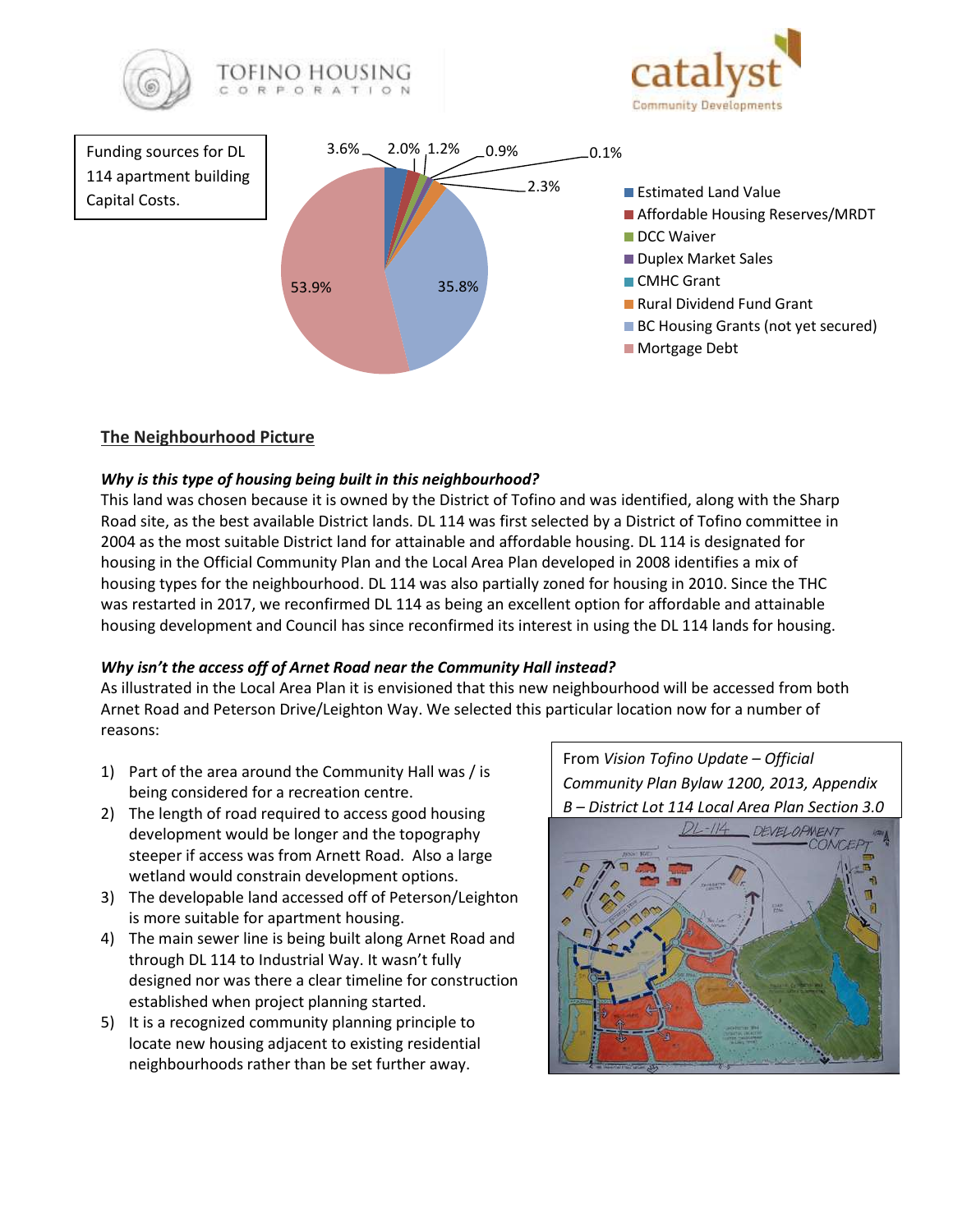TOFINO HOUSING CORPORATION

catalyst Community Developments

Funding sources for DL 114 apartment building Capital Costs.

| Funding Source | Percentage |
| --- | --- |
| Estimated Land Value | 3.6% |
| Affordable Housing Reserves/MRDT | 2.0% |
| DCC Waiver | 1.2% |
| Duplex Market Sales | 0.9% |
| CMHC Grant | 0.1% |
| Rural Dividend Fund Grant | 2.3% |
| BC Housing Grants (not yet secured) | 35.8% |
| Mortgage Debt | 53.9% |

## The Neighbourhood Picture

***Why is this type of housing being built in this neighbourhood?***

This land was chosen because it is owned by the District of Tofino and was identified, along with the Sharp Road site, as the best available District lands. DL 114 was first selected by a District of Tofino committee in 2004 as the most suitable District land for attainable and affordable housing. DL 114 is designated for housing in the Official Community Plan and the Local Area Plan developed in 2008 identifies a mix of housing types for the neighbourhood. DL 114 was also partially zoned for housing in 2010. Since the THC was restarted in 2017, we reconfirmed DL 114 as being an excellent option for affordable and attainable housing development and Council has since reconfirmed its interest in using the DL 114 lands for housing.

***Why isn't the access off of Arnet Road near the Community Hall instead?***

As illustrated in the Local Area Plan it is envisioned that this new neighbourhood will be accessed from both Arnet Road and Peterson Drive/Leighton Way. We selected this particular location now for a number of reasons:

1) Part of the area around the Community Hall was / is being considered for a recreation centre.
2) The length of road required to access good housing development would be longer and the topography steeper if access was from Arnett Road. Also a large wetland would constrain development options.
3) The developable land accessed off of Peterson/Leighton is more suitable for apartment housing.
4) The main sewer line is being built along Arnet Road and through DL 114 to Industrial Way. It wasn't fully designed nor was there a clear timeline for construction established when project planning started.
5) It is a recognized community planning principle to locate new housing adjacent to existing residential neighbourhoods rather than be set further away.

From *Vision Tofino Update – Official Community Plan Bylaw 1200, 2013, Appendix B – District Lot 114 Local Area Plan Section 3.0*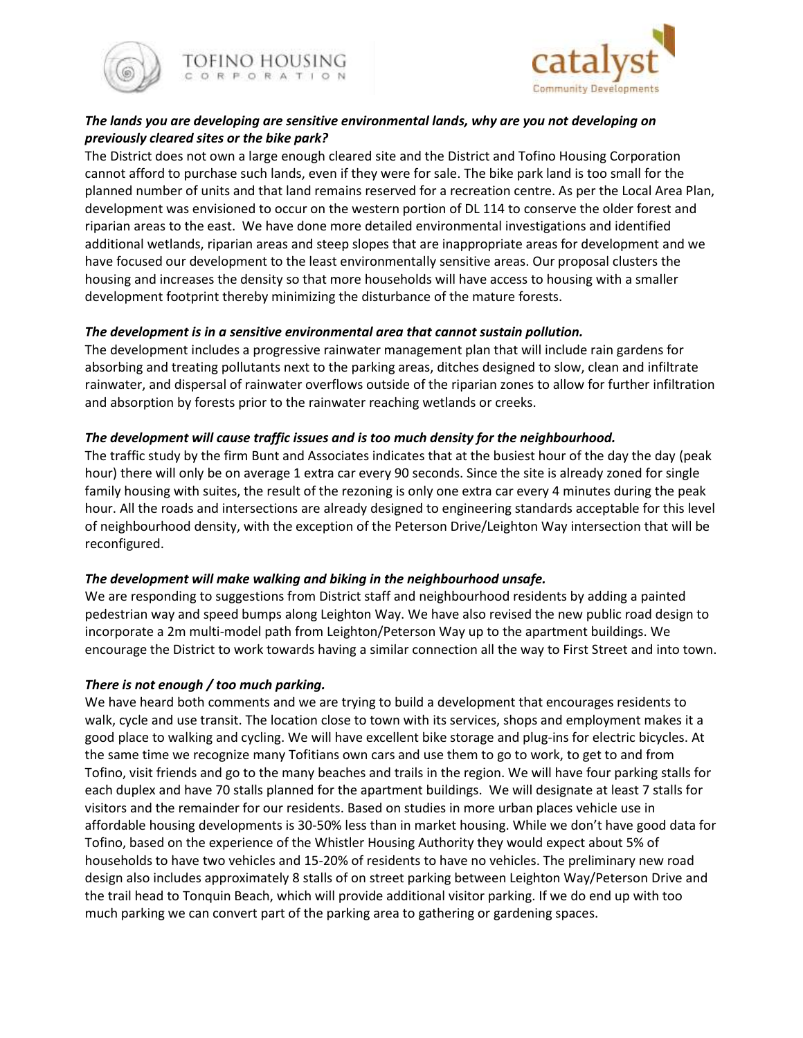***The lands you are developing are sensitive environmental lands, why are you not developing on previously cleared sites or the bike park?***

The District does not own a large enough cleared site and the District and Tofino Housing Corporation cannot afford to purchase such lands, even if they were for sale. The bike park land is too small for the planned number of units and that land remains reserved for a recreation centre. As per the Local Area Plan, development was envisioned to occur on the western portion of DL 114 to conserve the older forest and riparian areas to the east. We have done more detailed environmental investigations and identified additional wetlands, riparian areas and steep slopes that are inappropriate areas for development and we have focused our development to the least environmentally sensitive areas. Our proposal clusters the housing and increases the density so that more households will have access to housing with a smaller development footprint thereby minimizing the disturbance of the mature forests.

***The development is in a sensitive environmental area that cannot sustain pollution.***

The development includes a progressive rainwater management plan that will include rain gardens for absorbing and treating pollutants next to the parking areas, ditches designed to slow, clean and infiltrate rainwater, and dispersal of rainwater overflows outside of the riparian zones to allow for further infiltration and absorption by forests prior to the rainwater reaching wetlands or creeks.

***The development will cause traffic issues and is too much density for the neighbourhood.***

The traffic study by the firm Bunt and Associates indicates that at the busiest hour of the day the day (peak hour) there will only be on average 1 extra car every 90 seconds. Since the site is already zoned for single family housing with suites, the result of the rezoning is only one extra car every 4 minutes during the peak hour. All the roads and intersections are already designed to engineering standards acceptable for this level of neighbourhood density, with the exception of the Peterson Drive/Leighton Way intersection that will be reconfigured.

***The development will make walking and biking in the neighbourhood unsafe.***

We are responding to suggestions from District staff and neighbourhood residents by adding a painted pedestrian way and speed bumps along Leighton Way. We have also revised the new public road design to incorporate a 2m multi-model path from Leighton/Peterson Way up to the apartment buildings. We encourage the District to work towards having a similar connection all the way to First Street and into town.

***There is not enough / too much parking.***

We have heard both comments and we are trying to build a development that encourages residents to walk, cycle and use transit. The location close to town with its services, shops and employment makes it a good place to walking and cycling. We will have excellent bike storage and plug-ins for electric bicycles. At the same time we recognize many Tofitians own cars and use them to go to work, to get to and from Tofino, visit friends and go to the many beaches and trails in the region. We will have four parking stalls for each duplex and have 70 stalls planned for the apartment buildings. We will designate at least 7 stalls for visitors and the remainder for our residents. Based on studies in more urban places vehicle use in affordable housing developments is 30-50% less than in market housing. While we don't have good data for Tofino, based on the experience of the Whistler Housing Authority they would expect about 5% of households to have two vehicles and 15-20% of residents to have no vehicles. The preliminary new road design also includes approximately 8 stalls of on street parking between Leighton Way/Peterson Drive and the trail head to Tonquin Beach, which will provide additional visitor parking. If we do end up with too much parking we can convert part of the parking area to gathering or gardening spaces.